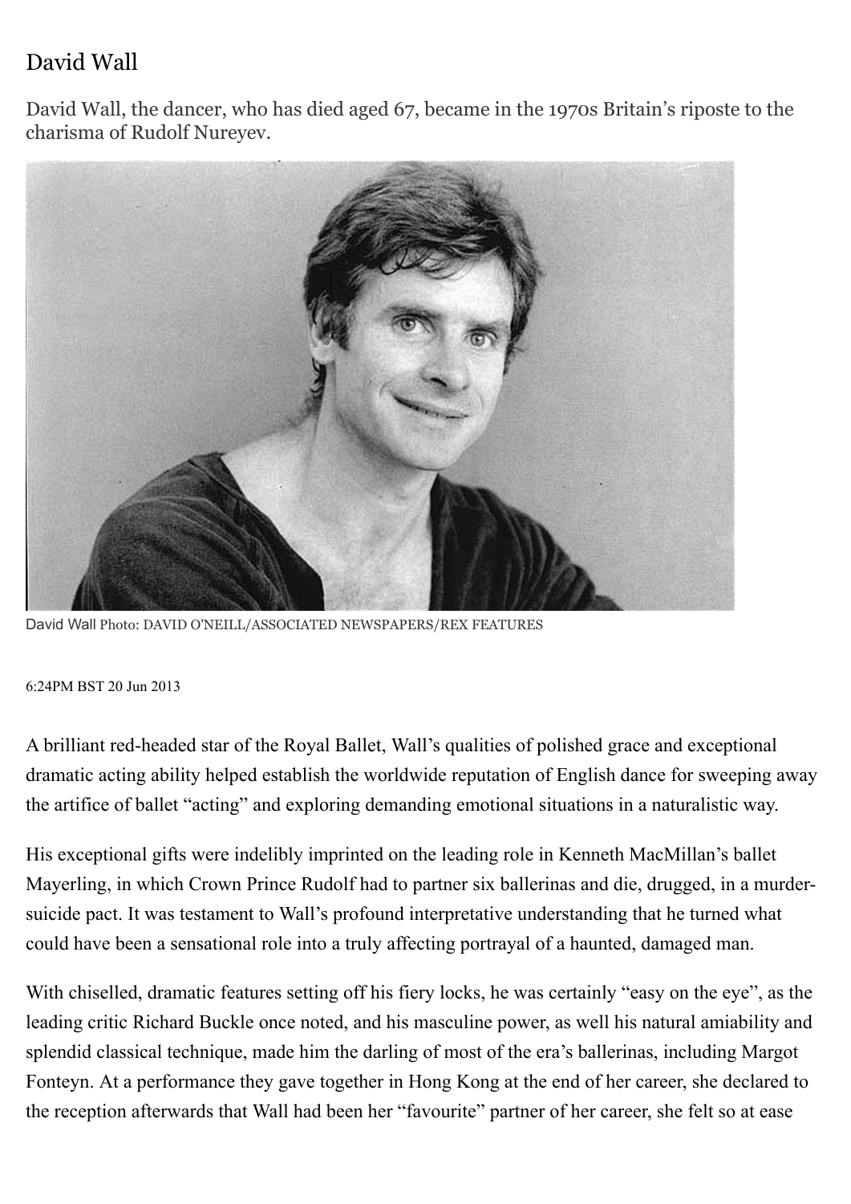# David Wall

David Wall, the dancer, who has died aged 67, became in the 1970s Britain's riposte to the charisma of Rudolf Nureyev.

David Wall Photo: DAVID O'NEILL/ASSOCIATED NEWSPAPERS/REX FEATURES

6:24PM BST 20 Jun 2013

A brilliant red-headed star of the Royal Ballet, Wall's qualities of polished grace and exceptional dramatic acting ability helped establish the worldwide reputation of English dance for sweeping away the artifice of ballet "acting" and exploring demanding emotional situations in a naturalistic way.

His exceptional gifts were indelibly imprinted on the leading role in Kenneth MacMillan's ballet Mayerling, in which Crown Prince Rudolf had to partner six ballerinas and die, drugged, in a murder-suicide pact. It was testament to Wall's profound interpretative understanding that he turned what could have been a sensational role into a truly affecting portrayal of a haunted, damaged man.

With chiselled, dramatic features setting off his fiery locks, he was certainly "easy on the eye", as the leading critic Richard Buckle once noted, and his masculine power, as well his natural amiability and splendid classical technique, made him the darling of most of the era's ballerinas, including Margot Fonteyn. At a performance they gave together in Hong Kong at the end of her career, she declared to the reception afterwards that Wall had been her "favourite" partner of her career, she felt so at ease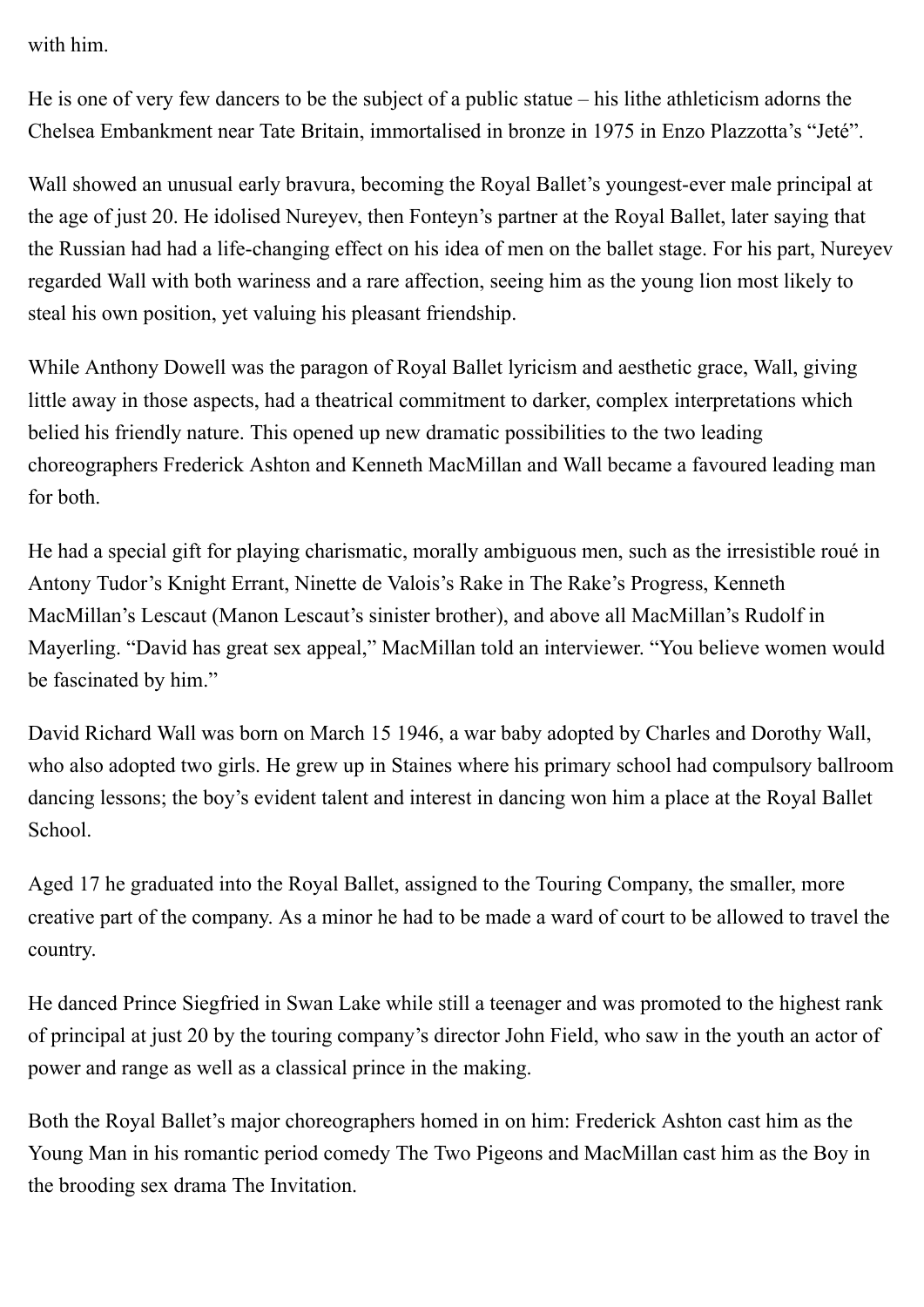with him.

He is one of very few dancers to be the subject of a public statue – his lithe athleticism adorns the Chelsea Embankment near Tate Britain, immortalised in bronze in 1975 in Enzo Plazzotta's "Jeté".

Wall showed an unusual early bravura, becoming the Royal Ballet's youngest-ever male principal at the age of just 20. He idolised Nureyev, then Fonteyn's partner at the Royal Ballet, later saying that the Russian had had a life-changing effect on his idea of men on the ballet stage. For his part, Nureyev regarded Wall with both wariness and a rare affection, seeing him as the young lion most likely to steal his own position, yet valuing his pleasant friendship.

While Anthony Dowell was the paragon of Royal Ballet lyricism and aesthetic grace, Wall, giving little away in those aspects, had a theatrical commitment to darker, complex interpretations which belied his friendly nature. This opened up new dramatic possibilities to the two leading choreographers Frederick Ashton and Kenneth MacMillan and Wall became a favoured leading man for both.

He had a special gift for playing charismatic, morally ambiguous men, such as the irresistible roué in Antony Tudor's Knight Errant, Ninette de Valois's Rake in The Rake's Progress, Kenneth MacMillan's Lescaut (Manon Lescaut's sinister brother), and above all MacMillan's Rudolf in Mayerling. "David has great sex appeal," MacMillan told an interviewer. "You believe women would be fascinated by him."

David Richard Wall was born on March 15 1946, a war baby adopted by Charles and Dorothy Wall, who also adopted two girls. He grew up in Staines where his primary school had compulsory ballroom dancing lessons; the boy's evident talent and interest in dancing won him a place at the Royal Ballet School.

Aged 17 he graduated into the Royal Ballet, assigned to the Touring Company, the smaller, more creative part of the company. As a minor he had to be made a ward of court to be allowed to travel the country.

He danced Prince Siegfried in Swan Lake while still a teenager and was promoted to the highest rank of principal at just 20 by the touring company's director John Field, who saw in the youth an actor of power and range as well as a classical prince in the making.

Both the Royal Ballet's major choreographers homed in on him: Frederick Ashton cast him as the Young Man in his romantic period comedy The Two Pigeons and MacMillan cast him as the Boy in the brooding sex drama The Invitation.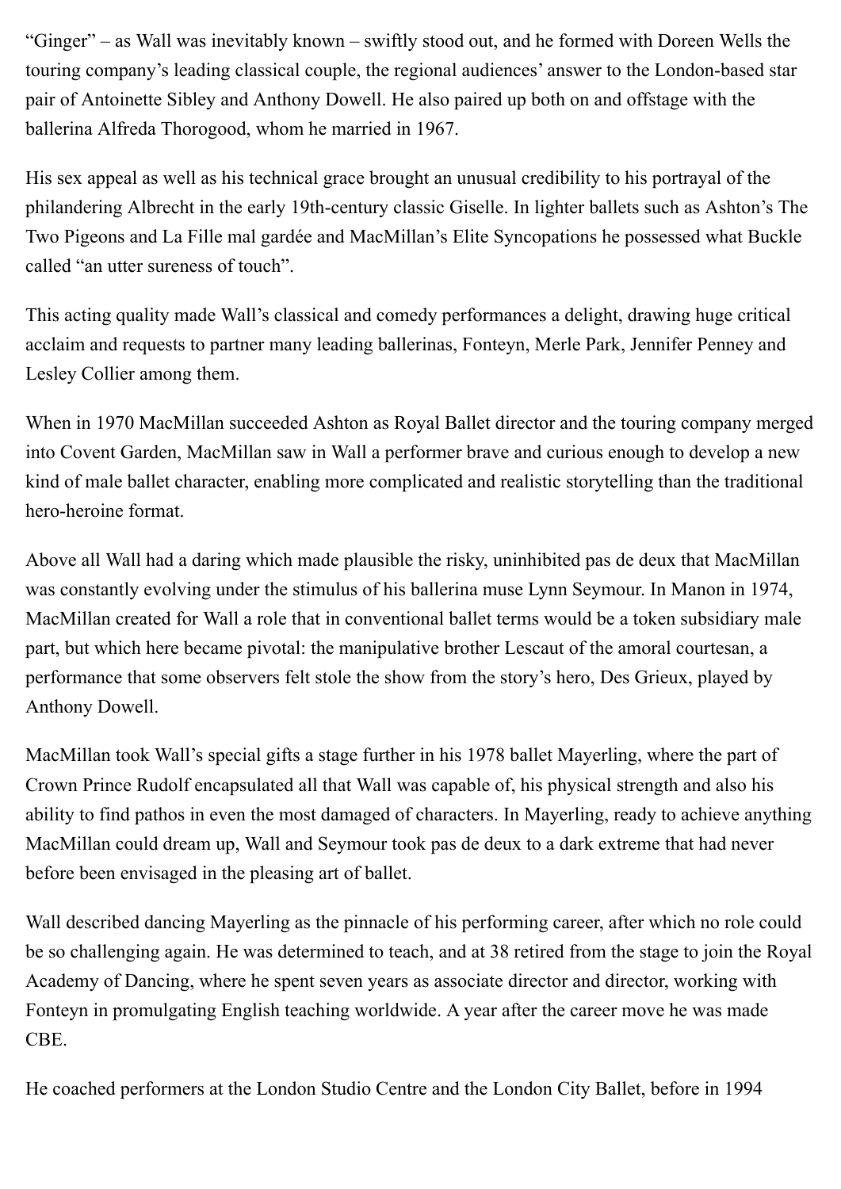"Ginger" – as Wall was inevitably known – swiftly stood out, and he formed with Doreen Wells the touring company's leading classical couple, the regional audiences' answer to the London-based star pair of Antoinette Sibley and Anthony Dowell. He also paired up both on and offstage with the ballerina Alfreda Thorogood, whom he married in 1967.

His sex appeal as well as his technical grace brought an unusual credibility to his portrayal of the philandering Albrecht in the early 19th-century classic Giselle. In lighter ballets such as Ashton's The Two Pigeons and La Fille mal gardée and MacMillan's Elite Syncopations he possessed what Buckle called "an utter sureness of touch".

This acting quality made Wall's classical and comedy performances a delight, drawing huge critical acclaim and requests to partner many leading ballerinas, Fonteyn, Merle Park, Jennifer Penney and Lesley Collier among them.

When in 1970 MacMillan succeeded Ashton as Royal Ballet director and the touring company merged into Covent Garden, MacMillan saw in Wall a performer brave and curious enough to develop a new kind of male ballet character, enabling more complicated and realistic storytelling than the traditional hero-heroine format.

Above all Wall had a daring which made plausible the risky, uninhibited pas de deux that MacMillan was constantly evolving under the stimulus of his ballerina muse Lynn Seymour. In Manon in 1974, MacMillan created for Wall a role that in conventional ballet terms would be a token subsidiary male part, but which here became pivotal: the manipulative brother Lescaut of the amoral courtesan, a performance that some observers felt stole the show from the story's hero, Des Grieux, played by Anthony Dowell.

MacMillan took Wall's special gifts a stage further in his 1978 ballet Mayerling, where the part of Crown Prince Rudolf encapsulated all that Wall was capable of, his physical strength and also his ability to find pathos in even the most damaged of characters. In Mayerling, ready to achieve anything MacMillan could dream up, Wall and Seymour took pas de deux to a dark extreme that had never before been envisaged in the pleasing art of ballet.

Wall described dancing Mayerling as the pinnacle of his performing career, after which no role could be so challenging again. He was determined to teach, and at 38 retired from the stage to join the Royal Academy of Dancing, where he spent seven years as associate director and director, working with Fonteyn in promulgating English teaching worldwide. A year after the career move he was made CBE.

He coached performers at the London Studio Centre and the London City Ballet, before in 1994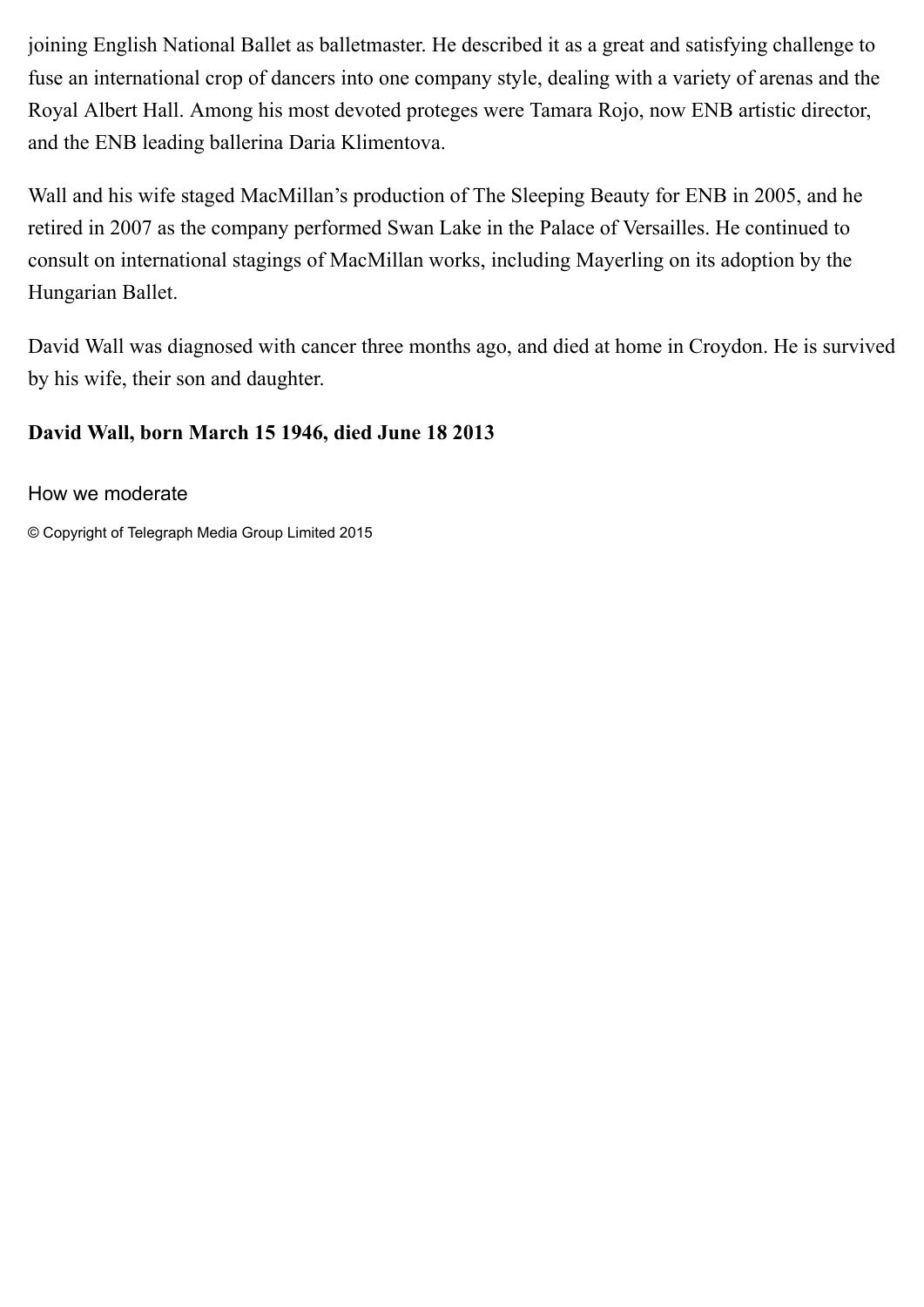joining English National Ballet as balletmaster. He described it as a great and satisfying challenge to fuse an international crop of dancers into one company style, dealing with a variety of arenas and the Royal Albert Hall. Among his most devoted proteges were Tamara Rojo, now ENB artistic director, and the ENB leading ballerina Daria Klimentova.

Wall and his wife staged MacMillan's production of The Sleeping Beauty for ENB in 2005, and he retired in 2007 as the company performed Swan Lake in the Palace of Versailles. He continued to consult on international stagings of MacMillan works, including Mayerling on its adoption by the Hungarian Ballet.

David Wall was diagnosed with cancer three months ago, and died at home in Croydon. He is survived by his wife, their son and daughter.

**David Wall, born March 15 1946, died June 18 2013**

How we moderate

© Copyright of Telegraph Media Group Limited 2015